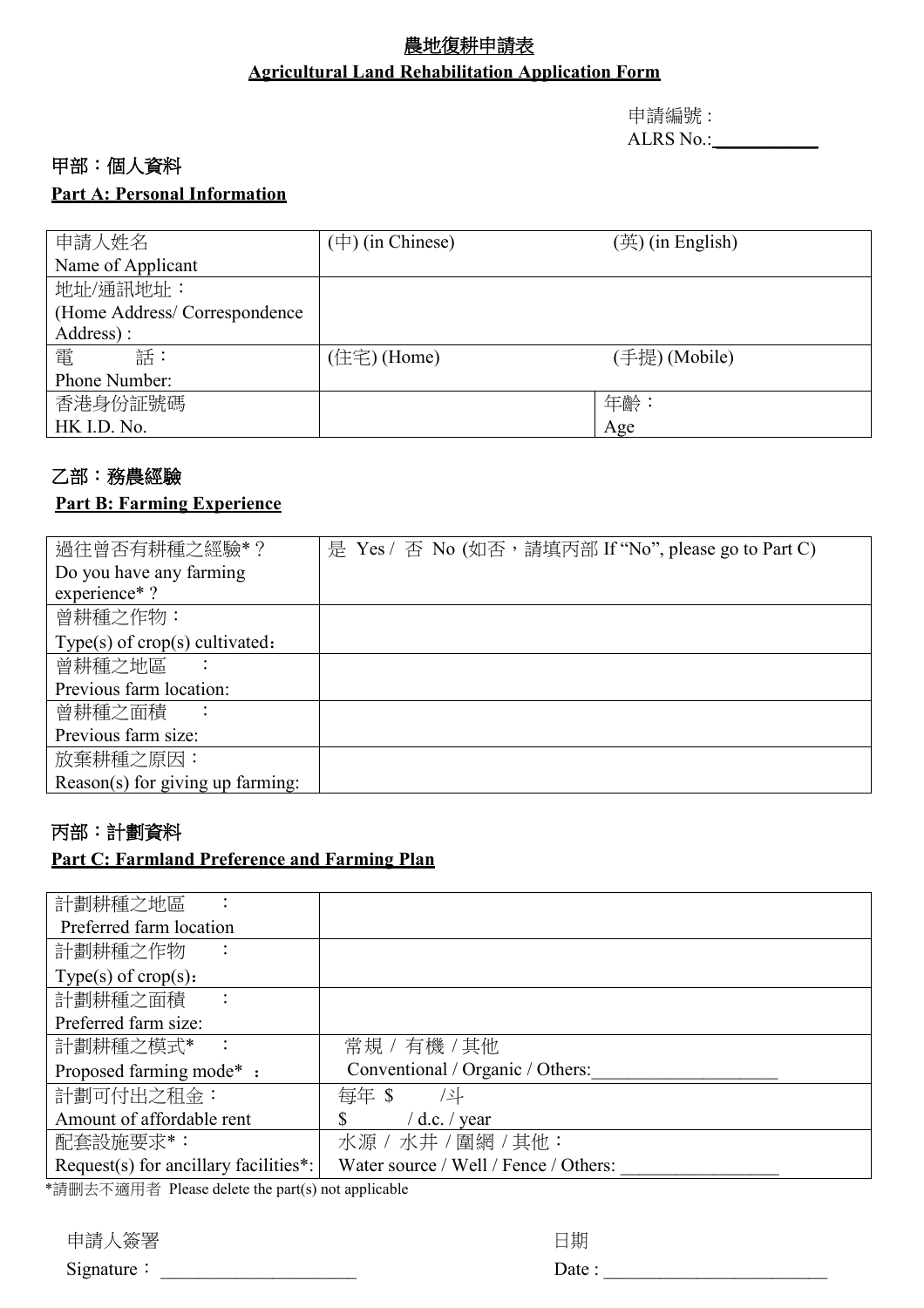# 農地復耕申請表

# Agricultural Land Rehabilitation Application Form

申請編號：
ALRS No.:___________

## 甲部：個人資料

## Part A: Personal Information

| 申請人姓名 Name of Applicant | (中) (in Chinese) | (英) (in English) |
|---|---|---|
| 地址/通訊地址：(Home Address/ Correspondence Address) : | | |
| 電　　話：Phone Number: | (住宅) (Home) | (手提) (Mobile) |
| 香港身份証號碼 HK I.D. No. | | 年齡：Age |

## 乙部：務農經驗

## Part B: Farming Experience

| 過往曾否有耕種之經驗*？ Do you have any farming experience* ? | 是 Yes / 否 No (如否，請填丙部 If "No", please go to Part C) |
|---|---|
| 曾耕種之作物：Type(s) of crop(s) cultivated： | |
| 曾耕種之地區　：Previous farm location: | |
| 曾耕種之面積　：Previous farm size: | |
| 放棄耕種之原因：Reason(s) for giving up farming: | |

## 丙部：計劃資料

## Part C: Farmland Preference and Farming Plan

| 計劃耕種之地區　： Preferred farm location | |
|---|---|
| 計劃耕種之作物　：Type(s) of crop(s)： | |
| 計劃耕種之面積　：Preferred farm size: | |
| 計劃耕種之模式*　：Proposed farming mode* ： | 常規 / 有機 / 其他 Conventional / Organic / Others:___________________ |
| 計劃可付出之租金：Amount of affordable rent | 每年 $　　/斗 $　　/ d.c. / year |
| 配套設施要求*：Request(s) for ancillary facilities*: | 水源 / 水井 / 圍網 / 其他：Water source / Well / Fence / Others: ________________ |

*請刪去不適用者 Please delete the part(s) not applicable

申請人簽署
Signature：____________________

日期
Date : ________________________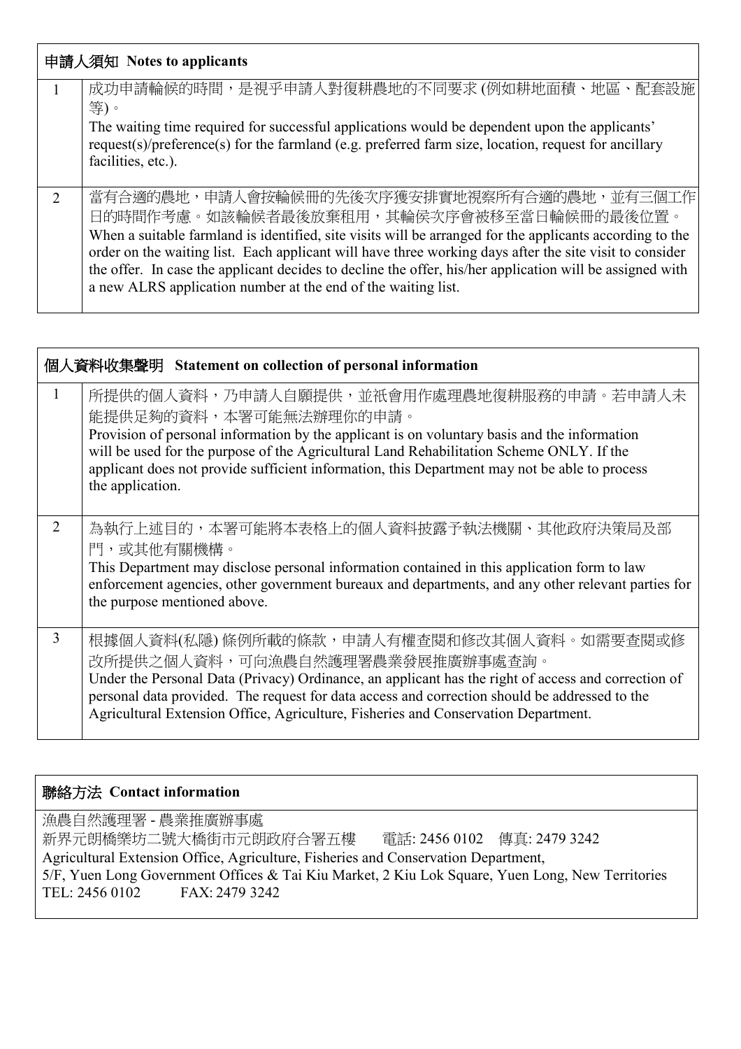| 申請人須知 Notes to applicants | |
|---|---|
| 1 | 成功申請輪候的時間，是視乎申請人對復耕農地的不同要求 (例如耕地面積、地區、配套設施等)。<br>The waiting time required for successful applications would be dependent upon the applicants' request(s)/preference(s) for the farmland (e.g. preferred farm size, location, request for ancillary facilities, etc.). |
| 2 | 當有合適的農地，申請人會按輪候冊的先後次序獲安排實地視察所有合適的農地，並有三個工作日的時間作考慮。如該輪候者最後放棄租用，其輪侯次序會被移至當日輪候冊的最後位置。<br>When a suitable farmland is identified, site visits will be arranged for the applicants according to the order on the waiting list. Each applicant will have three working days after the site visit to consider the offer. In case the applicant decides to decline the offer, his/her application will be assigned with a new ALRS application number at the end of the waiting list. |

| 個人資料收集聲明 Statement on collection of personal information | |
|---|---|
| 1 | 所提供的個人資料，乃申請人自願提供，並祇會用作處理農地復耕服務的申請。若申請人未能提供足夠的資料，本署可能無法辦理你的申請。<br>Provision of personal information by the applicant is on voluntary basis and the information will be used for the purpose of the Agricultural Land Rehabilitation Scheme ONLY. If the applicant does not provide sufficient information, this Department may not be able to process the application. |
| 2 | 為執行上述目的，本署可能將本表格上的個人資料披露予執法機關、其他政府決策局及部門，或其他有關機構。<br>This Department may disclose personal information contained in this application form to law enforcement agencies, other government bureaux and departments, and any other relevant parties for the purpose mentioned above. |
| 3 | 根據個人資料(私隱) 條例所載的條款，申請人有權查閱和修改其個人資料。如需要查閱或修改所提供之個人資料，可向漁農自然護理署農業發展推廣辦事處查詢。<br>Under the Personal Data (Privacy) Ordinance, an applicant has the right of access and correction of personal data provided. The request for data access and correction should be addressed to the Agricultural Extension Office, Agriculture, Fisheries and Conservation Department. |

**聯絡方法 Contact information**

漁農自然護理署 - 農業推廣辦事處
新界元朗橋樂坊二號大橋街市元朗政府合署五樓　電話: 2456 0102　傳真: 2479 3242
Agricultural Extension Office, Agriculture, Fisheries and Conservation Department,
5/F, Yuen Long Government Offices & Tai Kiu Market, 2 Kiu Lok Square, Yuen Long, New Territories
TEL: 2456 0102　FAX: 2479 3242